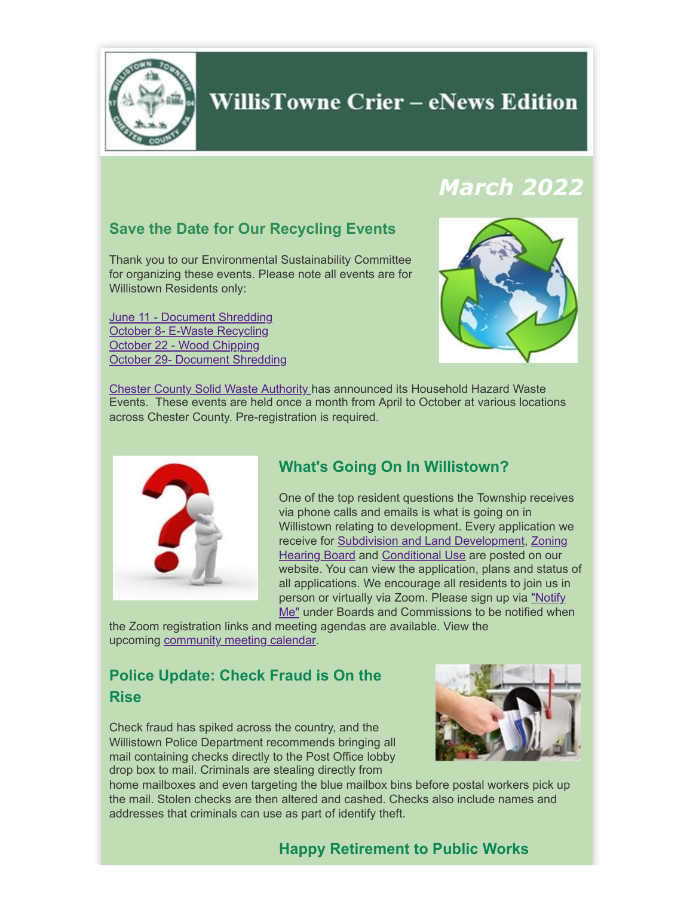# WillisTowne Crier – eNews Edition

*March 2022*

## Save the Date for Our Recycling Events

Thank you to our Environmental Sustainability Committee for organizing these events. Please note all events are for Willistown Residents only:

June 11 - Document Shredding
October 8- E-Waste Recycling
October 22 - Wood Chipping
October 29- Document Shredding

Chester County Solid Waste Authority has announced its Household Hazard Waste Events. These events are held once a month from April to October at various locations across Chester County. Pre-registration is required.

## What's Going On In Willistown?

One of the top resident questions the Township receives via phone calls and emails is what is going on in Willistown relating to development. Every application we receive for Subdivision and Land Development, Zoning Hearing Board and Conditional Use are posted on our website. You can view the application, plans and status of all applications. We encourage all residents to join us in person or virtually via Zoom. Please sign up via "Notify Me" under Boards and Commissions to be notified when the Zoom registration links and meeting agendas are available. View the upcoming community meeting calendar.

## Police Update: Check Fraud is On the Rise

Check fraud has spiked across the country, and the Willistown Police Department recommends bringing all mail containing checks directly to the Post Office lobby drop box to mail. Criminals are stealing directly from home mailboxes and even targeting the blue mailbox bins before postal workers pick up the mail. Stolen checks are then altered and cashed. Checks also include names and addresses that criminals can use as part of identify theft.

## Happy Retirement to Public Works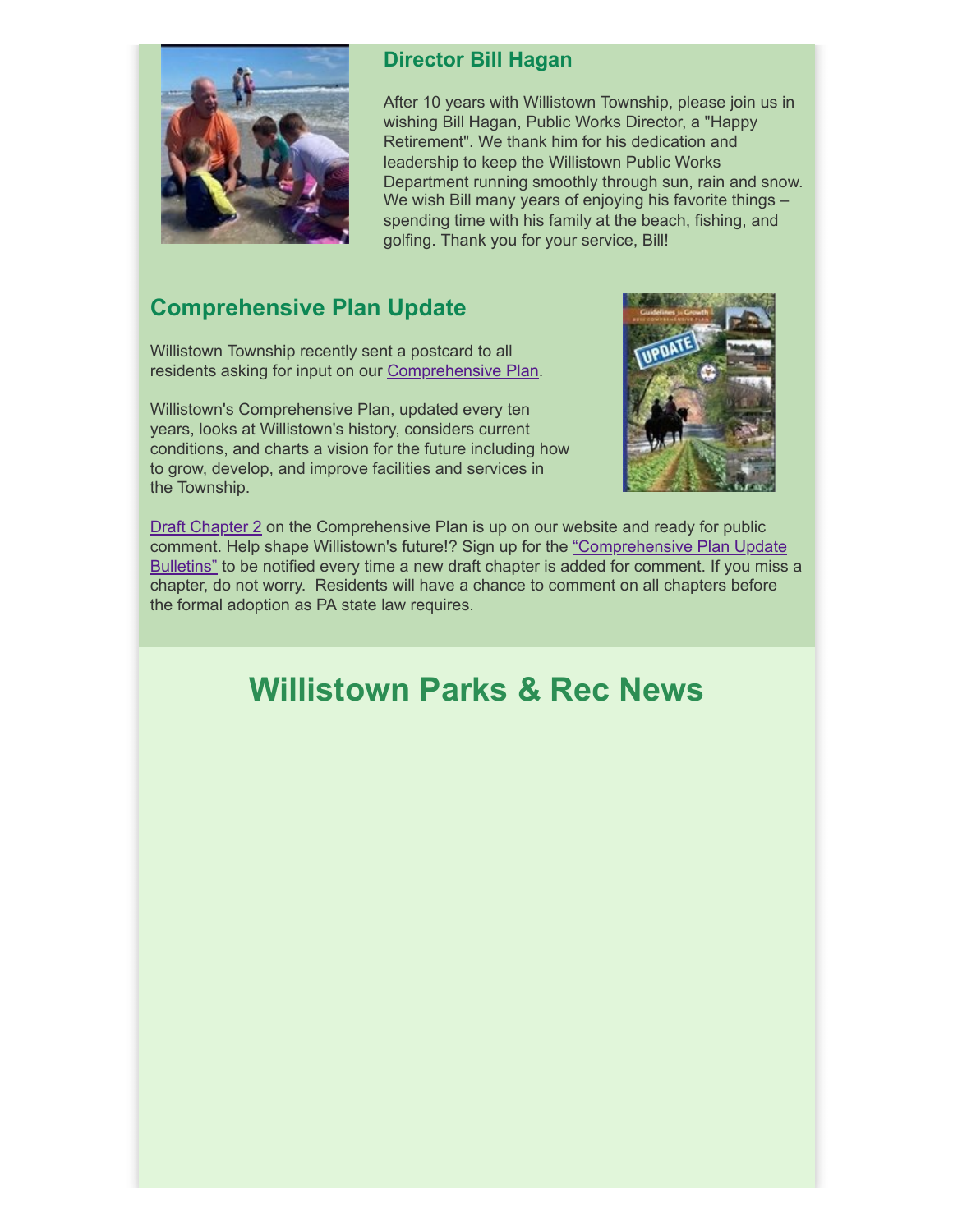### Director Bill Hagan

After 10 years with Willistown Township, please join us in wishing Bill Hagan, Public Works Director, a "Happy Retirement". We thank him for his dedication and leadership to keep the Willistown Public Works Department running smoothly through sun, rain and snow. We wish Bill many years of enjoying his favorite things – spending time with his family at the beach, fishing, and golfing. Thank you for your service, Bill!

## Comprehensive Plan Update

Willistown Township recently sent a postcard to all residents asking for input on our Comprehensive Plan.

Willistown's Comprehensive Plan, updated every ten years, looks at Willistown's history, considers current conditions, and charts a vision for the future including how to grow, develop, and improve facilities and services in the Township.

Draft Chapter 2 on the Comprehensive Plan is up on our website and ready for public comment. Help shape Willistown's future!? Sign up for the "Comprehensive Plan Update Bulletins" to be notified every time a new draft chapter is added for comment. If you miss a chapter, do not worry. Residents will have a chance to comment on all chapters before the formal adoption as PA state law requires.

# Willistown Parks & Rec News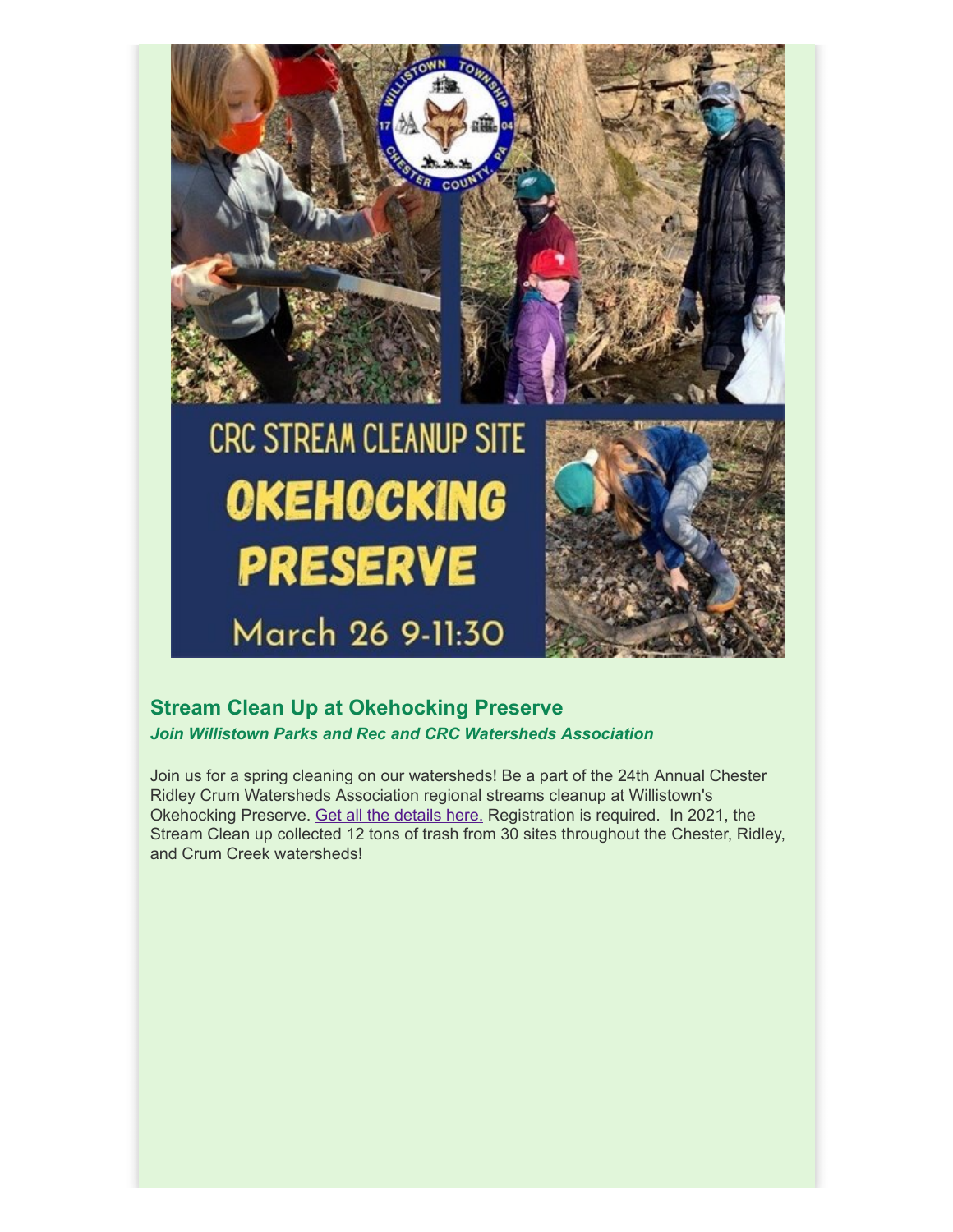CRC STREAM CLEANUP SITE

OKEHOCKING PRESERVE

March 26 9-11:30

## Stream Clean Up at Okehocking Preserve

***Join Willistown Parks and Rec and CRC Watersheds Association***

Join us for a spring cleaning on our watersheds! Be a part of the 24th Annual Chester Ridley Crum Watersheds Association regional streams cleanup at Willistown's Okehocking Preserve. Get all the details here. Registration is required. In 2021, the Stream Clean up collected 12 tons of trash from 30 sites throughout the Chester, Ridley, and Crum Creek watersheds!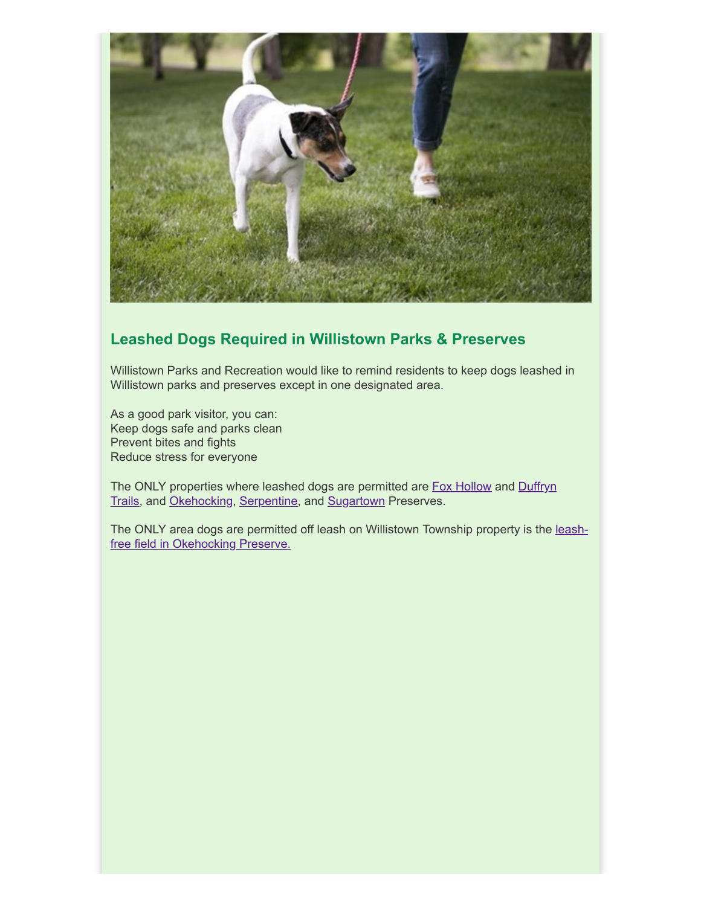## Leashed Dogs Required in Willistown Parks & Preserves

Willistown Parks and Recreation would like to remind residents to keep dogs leashed in Willistown parks and preserves except in one designated area.

As a good park visitor, you can:
Keep dogs safe and parks clean
Prevent bites and fights
Reduce stress for everyone

The ONLY properties where leashed dogs are permitted are Fox Hollow and Duffryn Trails, and Okehocking, Serpentine, and Sugartown Preserves.

The ONLY area dogs are permitted off leash on Willistown Township property is the leash-free field in Okehocking Preserve.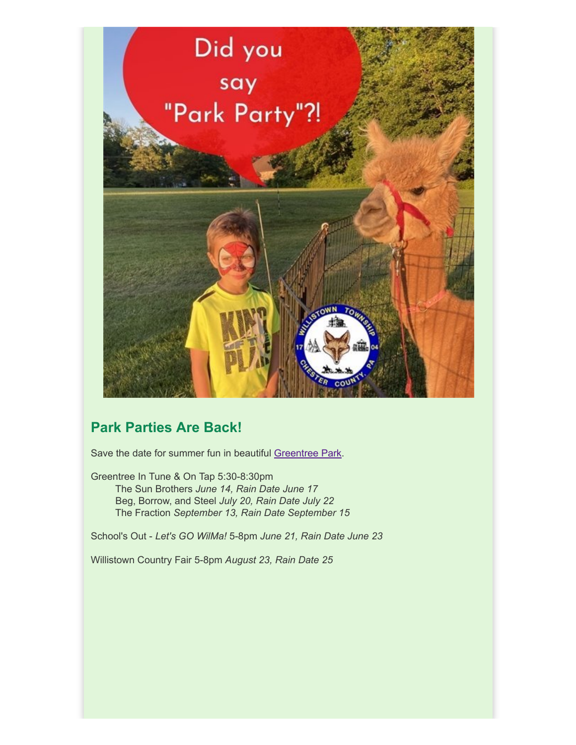## Park Parties Are Back!

Save the date for summer fun in beautiful Greentree Park.

Greentree In Tune & On Tap 5:30-8:30pm
The Sun Brothers *June 14, Rain Date June 17*
Beg, Borrow, and Steel *July 20, Rain Date July 22*
The Fraction *September 13, Rain Date September 15*

School's Out - *Let's GO WilMa!* 5-8pm *June 21, Rain Date June 23*

Willistown Country Fair 5-8pm *August 23, Rain Date 25*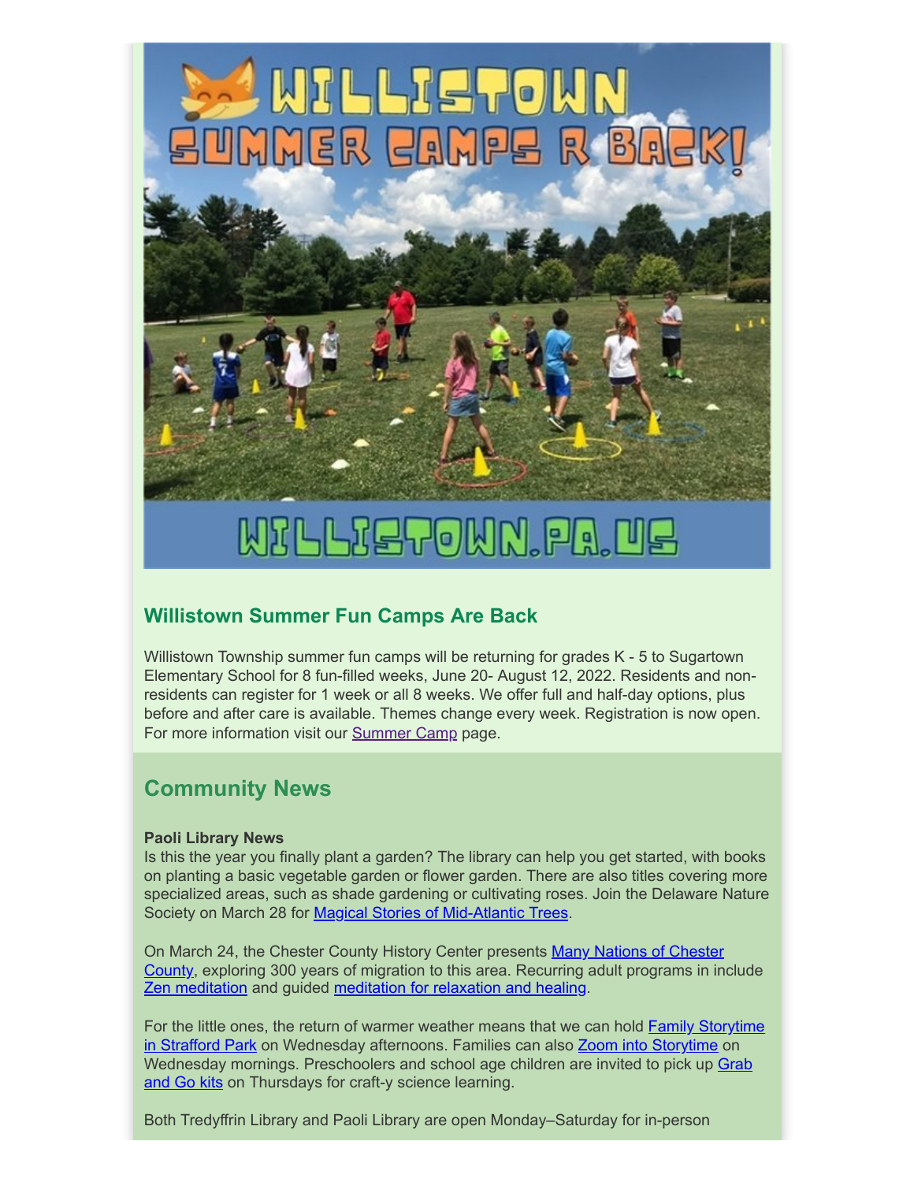## Willistown Summer Fun Camps Are Back

Willistown Township summer fun camps will be returning for grades K - 5 to Sugartown Elementary School for 8 fun-filled weeks, June 20- August 12, 2022. Residents and non-residents can register for 1 week or all 8 weeks. We offer full and half-day options, plus before and after care is available. Themes change every week. Registration is now open. For more information visit our Summer Camp page.

## Community News

**Paoli Library News**
Is this the year you finally plant a garden? The library can help you get started, with books on planting a basic vegetable garden or flower garden. There are also titles covering more specialized areas, such as shade gardening or cultivating roses. Join the Delaware Nature Society on March 28 for Magical Stories of Mid-Atlantic Trees.

On March 24, the Chester County History Center presents Many Nations of Chester County, exploring 300 years of migration to this area. Recurring adult programs in include Zen meditation and guided meditation for relaxation and healing.

For the little ones, the return of warmer weather means that we can hold Family Storytime in Strafford Park on Wednesday afternoons. Families can also Zoom into Storytime on Wednesday mornings. Preschoolers and school age children are invited to pick up Grab and Go kits on Thursdays for craft-y science learning.

Both Tredyffrin Library and Paoli Library are open Monday–Saturday for in-person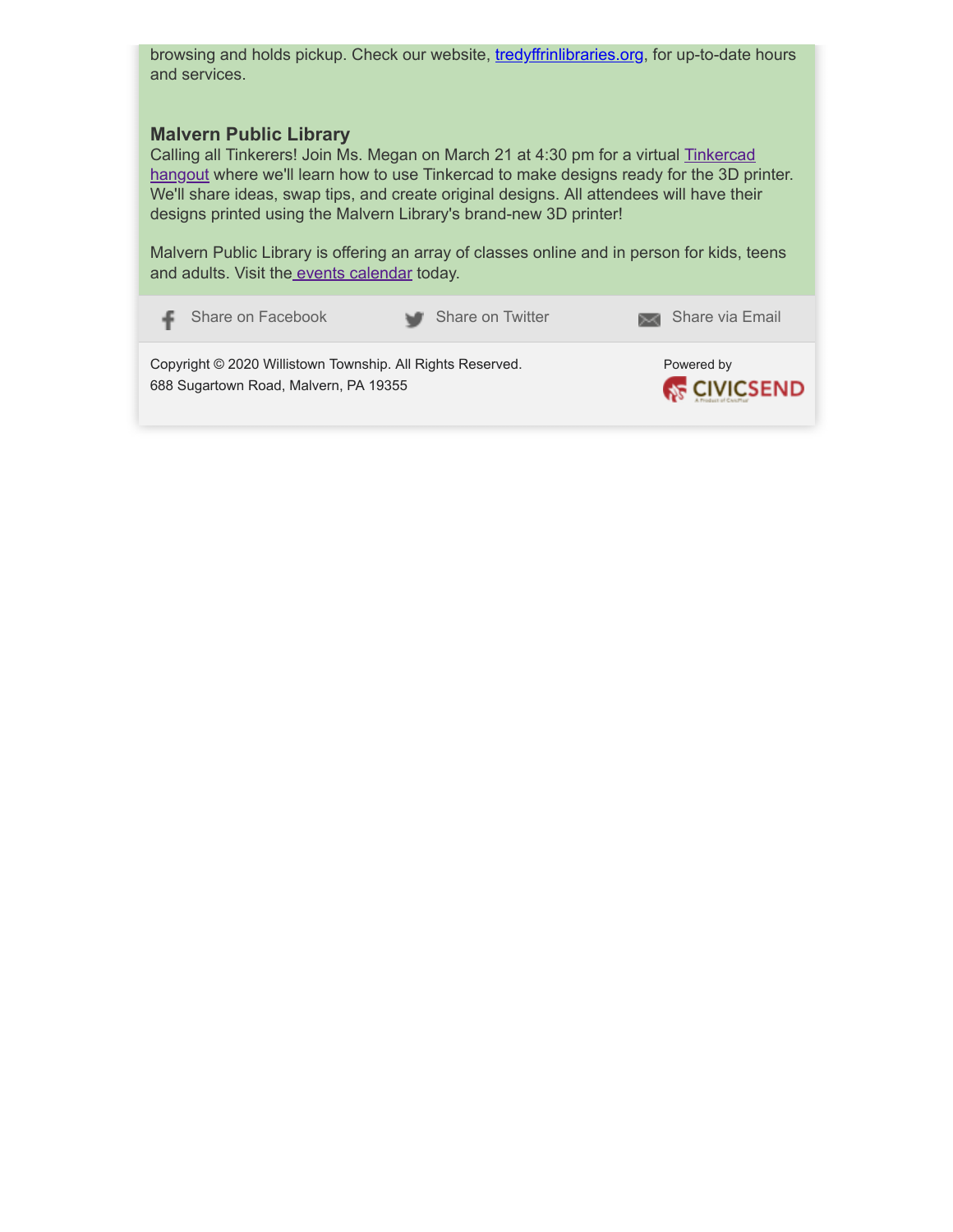browsing and holds pickup. Check our website, tredyffrinlibraries.org, for up-to-date hours and services.

### Malvern Public Library

Calling all Tinkerers! Join Ms. Megan on March 21 at 4:30 pm for a virtual Tinkercad hangout where we'll learn how to use Tinkercad to make designs ready for the 3D printer. We'll share ideas, swap tips, and create original designs. All attendees will have their designs printed using the Malvern Library's brand-new 3D printer!

Malvern Public Library is offering an array of classes online and in person for kids, teens and adults. Visit the events calendar today.

Share on Facebook Share on Twitter Share via Email

Copyright © 2020 Willistown Township. All Rights Reserved.
688 Sugartown Road, Malvern, PA 19355

Powered by CIVICSEND